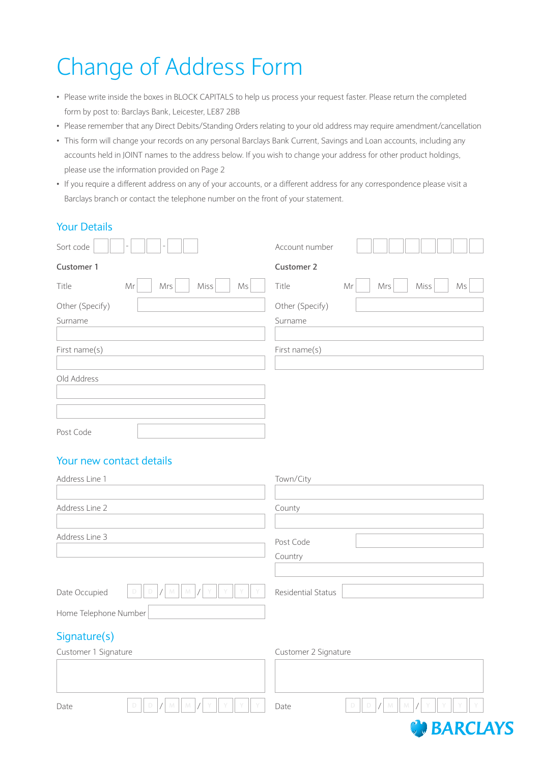# Change of Address Form

- Please write inside the boxes in BLOCK CAPITALS to help us process your request faster. Please return the completed form by post to: Barclays Bank, Leicester, LE87 2BB
- Please remember that any Direct Debits/Standing Orders relating to your old address may require amendment/cancellation
- This form will change your records on any personal Barclays Bank Current, Savings and Loan accounts, including any accounts held in JOINT names to the address below. If you wish to change your address for other product holdings, please use the information provided on Page 2
- If you require a different address on any of your accounts, or a different address for any correspondence please visit a Barclays branch or contact the telephone number on the front of your statement.

## Your Details

Sort code ☐☐ - ☐☐ - ☐☐

Account number ☐☐☐☐☐☐☐☐

**Customer 1**

Title Mr ☐ Mrs ☐ Miss ☐ Ms ☐

Other (Specify)

Surname

First name(s)

Old Address

Post Code

**Customer 2**

Title Mr ☐ Mrs ☐ Miss ☐ Ms ☐

Other (Specify)

Surname

First name(s)

## Your new contact details

Address Line 1

Address Line 2

Address Line 3

Town/City

County

Post Code

Country

Date Occupied D D / M M / Y Y Y Y

Residential Status

Home Telephone Number

## Signature(s)

Customer 1 Signature

Date D D / M M / Y Y Y Y

Customer 2 Signature

Date D D / M M / Y Y Y Y

BARCLAYS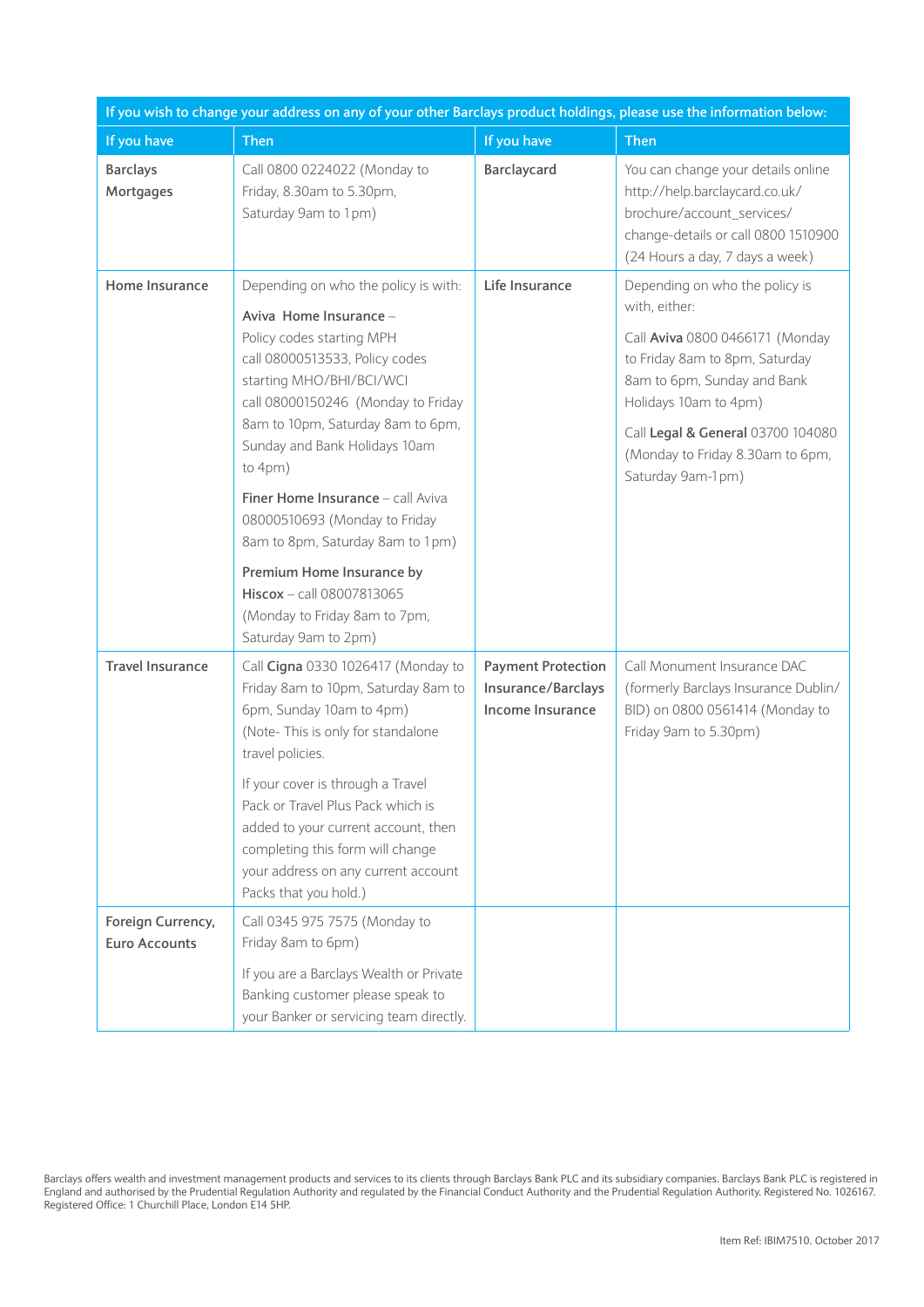| If you wish to change your address on any of your other Barclays product holdings, please use the information below: | | | |
|---|---|---|---|
| **If you have** | **Then** | **If you have** | **Then** |
| **Barclays Mortgages** | Call 0800 0224022 (Monday to Friday, 8.30am to 5.30pm, Saturday 9am to 1pm) | **Barclaycard** | You can change your details online http://help.barclaycard.co.uk/brochure/account_services/change-details or call 0800 1510900 (24 Hours a day, 7 days a week) |
| **Home Insurance** | Depending on who the policy is with: **Aviva Home Insurance** – Policy codes starting MPH call 08000513533, Policy codes starting MHO/BHI/BCI/WCI call 08000150246 (Monday to Friday 8am to 10pm, Saturday 8am to 6pm, Sunday and Bank Holidays 10am to 4pm) **Finer Home Insurance** – call Aviva 08000510693 (Monday to Friday 8am to 8pm, Saturday 8am to 1pm) **Premium Home Insurance by Hiscox** – call 08007813065 (Monday to Friday 8am to 7pm, Saturday 9am to 2pm) | **Life Insurance** | Depending on who the policy is with, either: Call **Aviva** 0800 0466171 (Monday to Friday 8am to 8pm, Saturday 8am to 6pm, Sunday and Bank Holidays 10am to 4pm) Call **Legal & General** 03700 104080 (Monday to Friday 8.30am to 6pm, Saturday 9am-1pm) |
| **Travel Insurance** | Call **Cigna** 0330 1026417 (Monday to Friday 8am to 10pm, Saturday 8am to 6pm, Sunday 10am to 4pm) (Note- This is only for standalone travel policies. If your cover is through a Travel Pack or Travel Plus Pack which is added to your current account, then completing this form will change your address on any current account Packs that you hold.) | **Payment Protection Insurance/Barclays Income Insurance** | Call Monument Insurance DAC (formerly Barclays Insurance Dublin/BID) on 0800 0561414 (Monday to Friday 9am to 5.30pm) |
| **Foreign Currency, Euro Accounts** | Call 0345 975 7575 (Monday to Friday 8am to 6pm) If you are a Barclays Wealth or Private Banking customer please speak to your Banker or servicing team directly. | | |

Barclays offers wealth and investment management products and services to its clients through Barclays Bank PLC and its subsidiary companies. Barclays Bank PLC is registered in England and authorised by the Prudential Regulation Authority and regulated by the Financial Conduct Authority and the Prudential Regulation Authority. Registered No. 1026167. Registered Office: 1 Churchill Place, London E14 5HP.

Item Ref: IBIM7510. October 2017